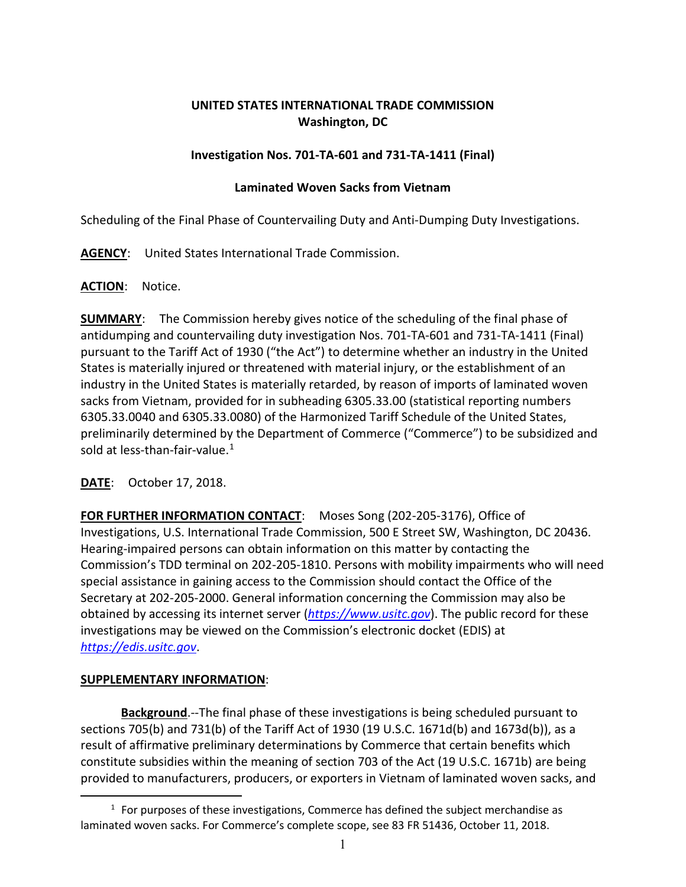**UNITED STATES INTERNATIONAL TRADE COMMISSION**
**Washington, DC**

**Investigation Nos. 701-TA-601 and 731-TA-1411 (Final)**

**Laminated Woven Sacks from Vietnam**

Scheduling of the Final Phase of Countervailing Duty and Anti-Dumping Duty Investigations.

**AGENCY**: United States International Trade Commission.

**ACTION**: Notice.

**SUMMARY**: The Commission hereby gives notice of the scheduling of the final phase of antidumping and countervailing duty investigation Nos. 701-TA-601 and 731-TA-1411 (Final) pursuant to the Tariff Act of 1930 ("the Act") to determine whether an industry in the United States is materially injured or threatened with material injury, or the establishment of an industry in the United States is materially retarded, by reason of imports of laminated woven sacks from Vietnam, provided for in subheading 6305.33.00 (statistical reporting numbers 6305.33.0040 and 6305.33.0080) of the Harmonized Tariff Schedule of the United States, preliminarily determined by the Department of Commerce ("Commerce") to be subsidized and sold at less-than-fair-value.[1]

**DATE**: October 17, 2018.

**FOR FURTHER INFORMATION CONTACT**: Moses Song (202-205-3176), Office of Investigations, U.S. International Trade Commission, 500 E Street SW, Washington, DC 20436. Hearing-impaired persons can obtain information on this matter by contacting the Commission's TDD terminal on 202-205-1810. Persons with mobility impairments who will need special assistance in gaining access to the Commission should contact the Office of the Secretary at 202-205-2000. General information concerning the Commission may also be obtained by accessing its internet server (*https://www.usitc.gov*). The public record for these investigations may be viewed on the Commission's electronic docket (EDIS) at *https://edis.usitc.gov*.

**SUPPLEMENTARY INFORMATION**:

**Background**.--The final phase of these investigations is being scheduled pursuant to sections 705(b) and 731(b) of the Tariff Act of 1930 (19 U.S.C. 1671d(b) and 1673d(b)), as a result of affirmative preliminary determinations by Commerce that certain benefits which constitute subsidies within the meaning of section 703 of the Act (19 U.S.C. 1671b) are being provided to manufacturers, producers, or exporters in Vietnam of laminated woven sacks, and

[1] For purposes of these investigations, Commerce has defined the subject merchandise as laminated woven sacks. For Commerce's complete scope, see 83 FR 51436, October 11, 2018.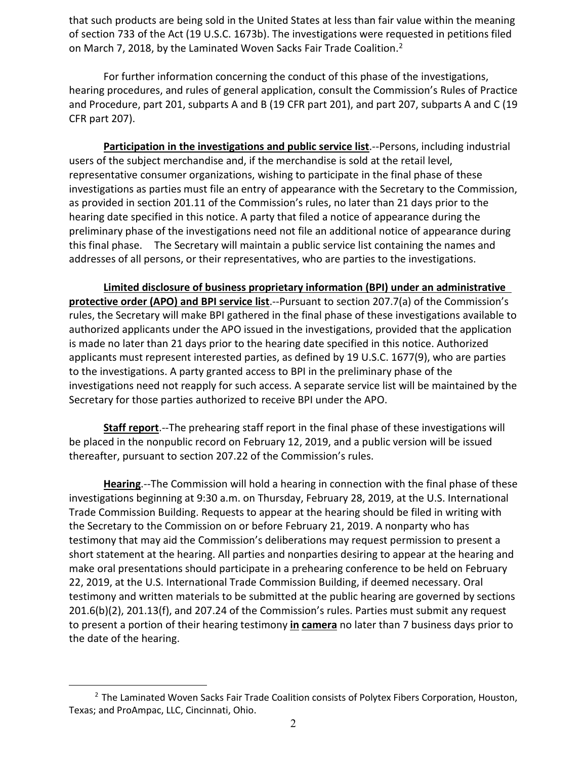that such products are being sold in the United States at less than fair value within the meaning of section 733 of the Act (19 U.S.C. 1673b). The investigations were requested in petitions filed on March 7, 2018, by the Laminated Woven Sacks Fair Trade Coalition.[2]

For further information concerning the conduct of this phase of the investigations, hearing procedures, and rules of general application, consult the Commission's Rules of Practice and Procedure, part 201, subparts A and B (19 CFR part 201), and part 207, subparts A and C (19 CFR part 207).

**Participation in the investigations and public service list**.--Persons, including industrial users of the subject merchandise and, if the merchandise is sold at the retail level, representative consumer organizations, wishing to participate in the final phase of these investigations as parties must file an entry of appearance with the Secretary to the Commission, as provided in section 201.11 of the Commission's rules, no later than 21 days prior to the hearing date specified in this notice. A party that filed a notice of appearance during the preliminary phase of the investigations need not file an additional notice of appearance during this final phase. The Secretary will maintain a public service list containing the names and addresses of all persons, or their representatives, who are parties to the investigations.

**Limited disclosure of business proprietary information (BPI) under an administrative protective order (APO) and BPI service list**.--Pursuant to section 207.7(a) of the Commission's rules, the Secretary will make BPI gathered in the final phase of these investigations available to authorized applicants under the APO issued in the investigations, provided that the application is made no later than 21 days prior to the hearing date specified in this notice. Authorized applicants must represent interested parties, as defined by 19 U.S.C. 1677(9), who are parties to the investigations. A party granted access to BPI in the preliminary phase of the investigations need not reapply for such access. A separate service list will be maintained by the Secretary for those parties authorized to receive BPI under the APO.

**Staff report**.--The prehearing staff report in the final phase of these investigations will be placed in the nonpublic record on February 12, 2019, and a public version will be issued thereafter, pursuant to section 207.22 of the Commission's rules.

**Hearing**.--The Commission will hold a hearing in connection with the final phase of these investigations beginning at 9:30 a.m. on Thursday, February 28, 2019, at the U.S. International Trade Commission Building. Requests to appear at the hearing should be filed in writing with the Secretary to the Commission on or before February 21, 2019. A nonparty who has testimony that may aid the Commission's deliberations may request permission to present a short statement at the hearing. All parties and nonparties desiring to appear at the hearing and make oral presentations should participate in a prehearing conference to be held on February 22, 2019, at the U.S. International Trade Commission Building, if deemed necessary. Oral testimony and written materials to be submitted at the public hearing are governed by sections 201.6(b)(2), 201.13(f), and 207.24 of the Commission's rules. Parties must submit any request to present a portion of their hearing testimony ***in camera*** no later than 7 business days prior to the date of the hearing.

[2] The Laminated Woven Sacks Fair Trade Coalition consists of Polytex Fibers Corporation, Houston, Texas; and ProAmpac, LLC, Cincinnati, Ohio.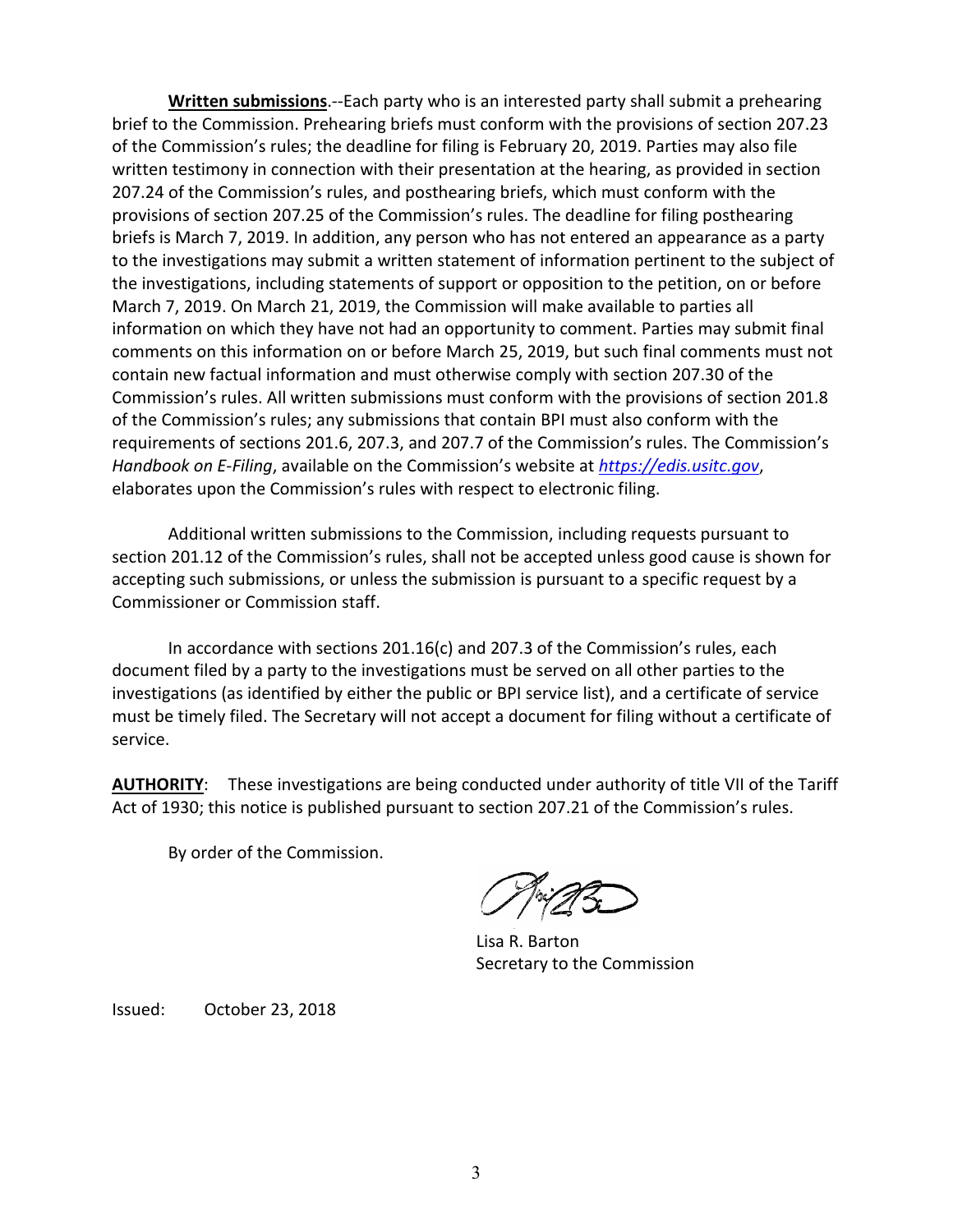**Written submissions**.--Each party who is an interested party shall submit a prehearing brief to the Commission. Prehearing briefs must conform with the provisions of section 207.23 of the Commission's rules; the deadline for filing is February 20, 2019. Parties may also file written testimony in connection with their presentation at the hearing, as provided in section 207.24 of the Commission's rules, and posthearing briefs, which must conform with the provisions of section 207.25 of the Commission's rules. The deadline for filing posthearing briefs is March 7, 2019. In addition, any person who has not entered an appearance as a party to the investigations may submit a written statement of information pertinent to the subject of the investigations, including statements of support or opposition to the petition, on or before March 7, 2019. On March 21, 2019, the Commission will make available to parties all information on which they have not had an opportunity to comment. Parties may submit final comments on this information on or before March 25, 2019, but such final comments must not contain new factual information and must otherwise comply with section 207.30 of the Commission's rules. All written submissions must conform with the provisions of section 201.8 of the Commission's rules; any submissions that contain BPI must also conform with the requirements of sections 201.6, 207.3, and 207.7 of the Commission's rules. The Commission's *Handbook on E-Filing*, available on the Commission's website at *https://edis.usitc.gov*, elaborates upon the Commission's rules with respect to electronic filing.

Additional written submissions to the Commission, including requests pursuant to section 201.12 of the Commission's rules, shall not be accepted unless good cause is shown for accepting such submissions, or unless the submission is pursuant to a specific request by a Commissioner or Commission staff.

In accordance with sections 201.16(c) and 207.3 of the Commission's rules, each document filed by a party to the investigations must be served on all other parties to the investigations (as identified by either the public or BPI service list), and a certificate of service must be timely filed. The Secretary will not accept a document for filing without a certificate of service.

**AUTHORITY**: These investigations are being conducted under authority of title VII of the Tariff Act of 1930; this notice is published pursuant to section 207.21 of the Commission's rules.

By order of the Commission.

Lisa R. Barton
Secretary to the Commission

Issued: October 23, 2018